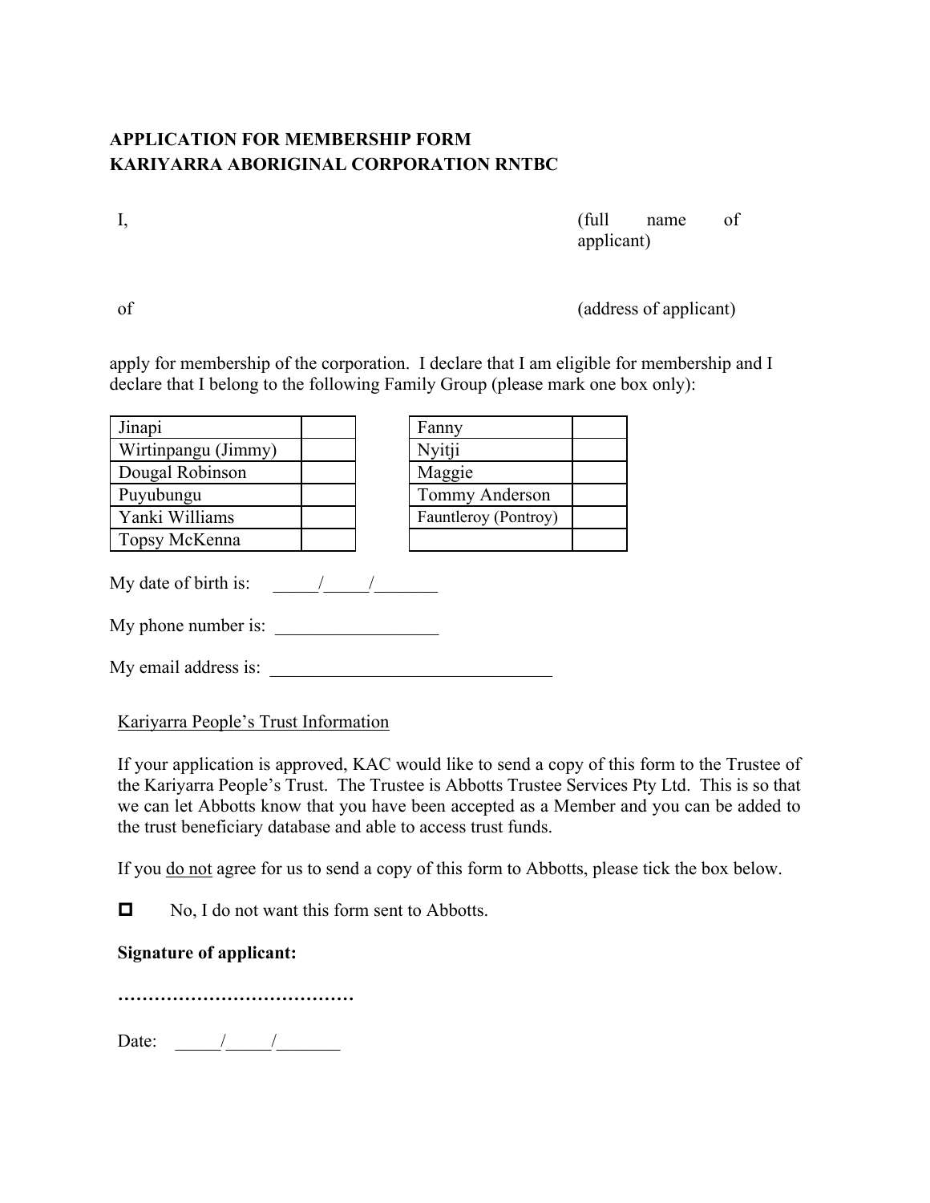**APPLICATION FOR MEMBERSHIP FORM**
**KARIYARRA ABORIGINAL CORPORATION RNTBC**

I, (full name of applicant)

of (address of applicant)

apply for membership of the corporation. I declare that I am eligible for membership and I declare that I belong to the following Family Group (please mark one box only):

| | |
|---|---|
| Jinapi | |
| Wirtinpangu (Jimmy) | |
| Dougal Robinson | |
| Puyubungu | |
| Yanki Williams | |
| Topsy McKenna | |

| | |
|---|---|
| Fanny | |
| Nyitji | |
| Maggie | |
| Tommy Anderson | |
| Fauntleroy (Pontroy) | |
| | |

My date of birth is: _____/_____/_______

My phone number is: __________________

My email address is: ________________________________

Kariyarra People's Trust Information

If your application is approved, KAC would like to send a copy of this form to the Trustee of the Kariyarra People's Trust. The Trustee is Abbotts Trustee Services Pty Ltd. This is so that we can let Abbotts know that you have been accepted as a Member and you can be added to the trust beneficiary database and able to access trust funds.

If you do not agree for us to send a copy of this form to Abbotts, please tick the box below.

☐ No, I do not want this form sent to Abbotts.

**Signature of applicant:**

**…………………………………**

Date: _____/_____/_______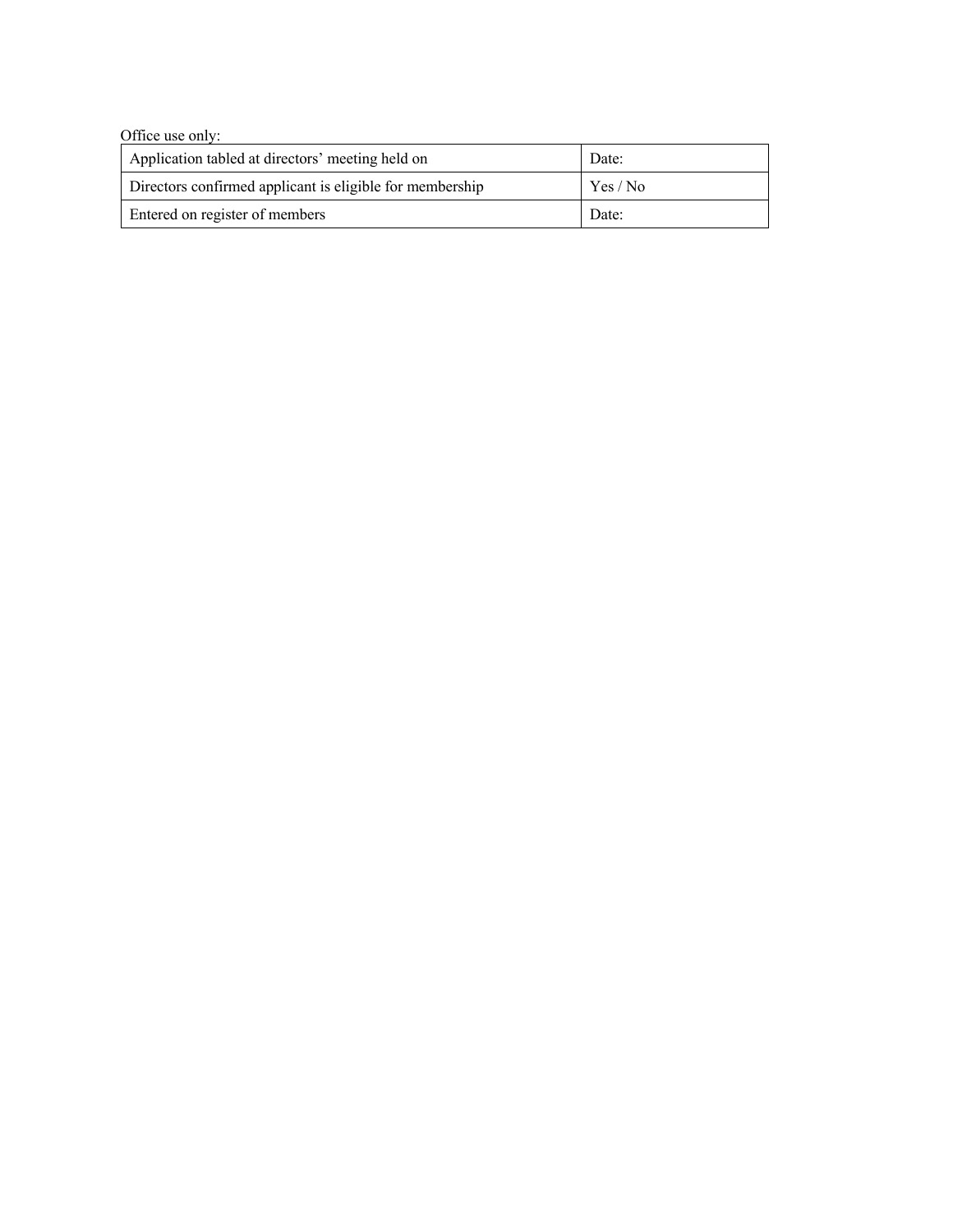Office use only:

| | |
|---|---|
| Application tabled at directors’ meeting held on | Date: |
| Directors confirmed applicant is eligible for membership | Yes / No |
| Entered on register of members | Date: |